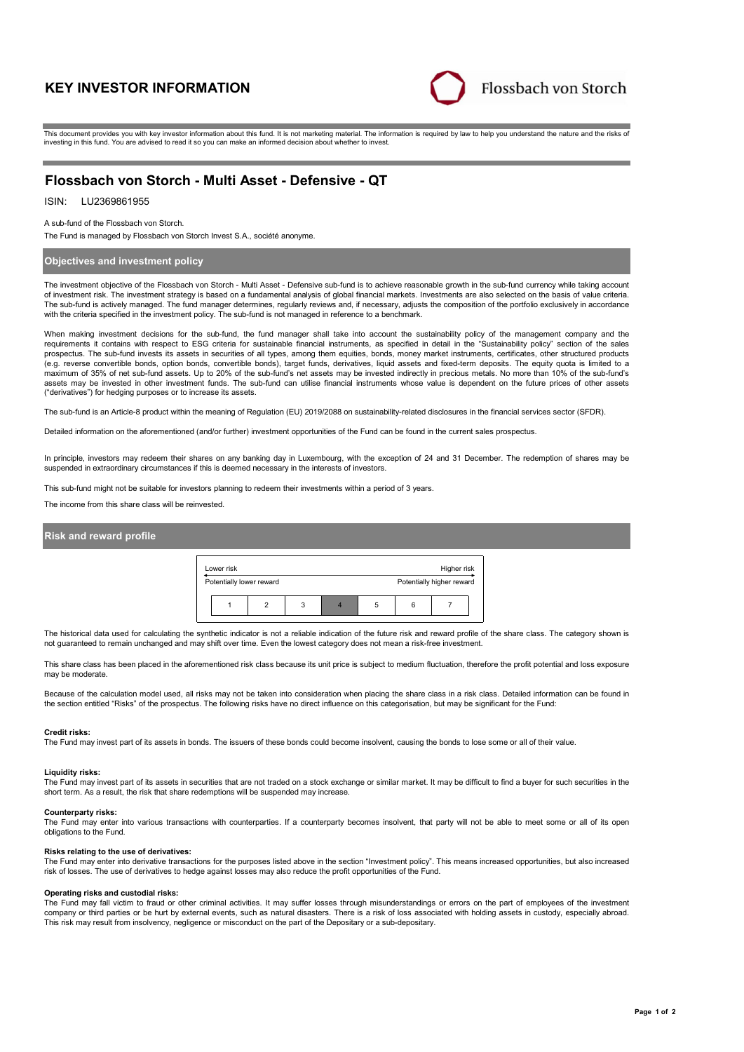# KEY INVESTOR INFORMATION

Flossbach von Storch

This document provides you with key investor information about this fund. It is not marketing material. The information is required by law to help you understand the nature and the risks of investing in this fund. You are advised to read it so you can make an informed decision about whether to invest.

## Flossbach von Storch - Multi Asset - Defensive - QT

ISIN: LU2369861955

A sub-fund of the Flossbach von Storch.

The Fund is managed by Flossbach von Storch Invest S.A., société anonyme.

### Objectives and investment policy

The investment objective of the Flossbach von Storch - Multi Asset - Defensive sub-fund is to achieve reasonable growth in the sub-fund currency while taking account of investment risk. The investment strategy is based on a fundamental analysis of global financial markets. Investments are also selected on the basis of value criteria. The sub-fund is actively managed. The fund manager determines, regularly reviews and, if necessary, adjusts the composition of the portfolio exclusively in accordance with the criteria specified in the investment policy. The sub-fund is not managed in reference to a benchmark.

When making investment decisions for the sub-fund, the fund manager shall take into account the sustainability policy of the management company and the requirements it contains with respect to ESG criteria for sustainable financial instruments, as specified in detail in the "Sustainability policy" section of the sales prospectus. The sub-fund invests its assets in securities of all types, among them equities, bonds, money market instruments, certificates, other structured products (e.g. reverse convertible bonds, option bonds, convertible bonds), target funds, derivatives, liquid assets and fixed-term deposits. The equity quota is limited to a maximum of 35% of net sub-fund assets. Up to 20% of the sub-fund's net assets may be invested indirectly in precious metals. No more than 10% of the sub-fund's assets may be invested in other investment funds. The sub-fund can utilise financial instruments whose value is dependent on the future prices of other assets ("derivatives") for hedging purposes or to increase its assets.

The sub-fund is an Article-8 product within the meaning of Regulation (EU) 2019/2088 on sustainability-related disclosures in the financial services sector (SFDR).

Detailed information on the aforementioned (and/or further) investment opportunities of the Fund can be found in the current sales prospectus.

In principle, investors may redeem their shares on any banking day in Luxembourg, with the exception of 24 and 31 December. The redemption of shares may be suspended in extraordinary circumstances if this is deemed necessary in the interests of investors.

This sub-fund might not be suitable for investors planning to redeem their investments within a period of 3 years.

The income from this share class will be reinvested.

### Risk and reward profile

| Lower risk | | | | | | Higher risk |
|---|---|---|---|---|---|---|
| Potentially lower reward | | | | | | Potentially higher reward |
| 1 | 2 | 3 | **4** | 5 | 6 | 7 |

The historical data used for calculating the synthetic indicator is not a reliable indication of the future risk and reward profile of the share class. The category shown is not guaranteed to remain unchanged and may shift over time. Even the lowest category does not mean a risk-free investment.

This share class has been placed in the aforementioned risk class because its unit price is subject to medium fluctuation, therefore the profit potential and loss exposure may be moderate.

Because of the calculation model used, all risks may not be taken into consideration when placing the share class in a risk class. Detailed information can be found in the section entitled "Risks" of the prospectus. The following risks have no direct influence on this categorisation, but may be significant for the Fund:

**Credit risks:**
The Fund may invest part of its assets in bonds. The issuers of these bonds could become insolvent, causing the bonds to lose some or all of their value.

**Liquidity risks:**
The Fund may invest part of its assets in securities that are not traded on a stock exchange or similar market. It may be difficult to find a buyer for such securities in the short term. As a result, the risk that share redemptions will be suspended may increase.

**Counterparty risks:**
The Fund may enter into various transactions with counterparties. If a counterparty becomes insolvent, that party will not be able to meet some or all of its open obligations to the Fund.

**Risks relating to the use of derivatives:**
The Fund may enter into derivative transactions for the purposes listed above in the section "Investment policy". This means increased opportunities, but also increased risk of losses. The use of derivatives to hedge against losses may also reduce the profit opportunities of the Fund.

**Operating risks and custodial risks:**
The Fund may fall victim to fraud or other criminal activities. It may suffer losses through misunderstandings or errors on the part of employees of the investment company or third parties or be hurt by external events, such as natural disasters. There is a risk of loss associated with holding assets in custody, especially abroad. This risk may result from insolvency, negligence or misconduct on the part of the Depositary or a sub-depositary.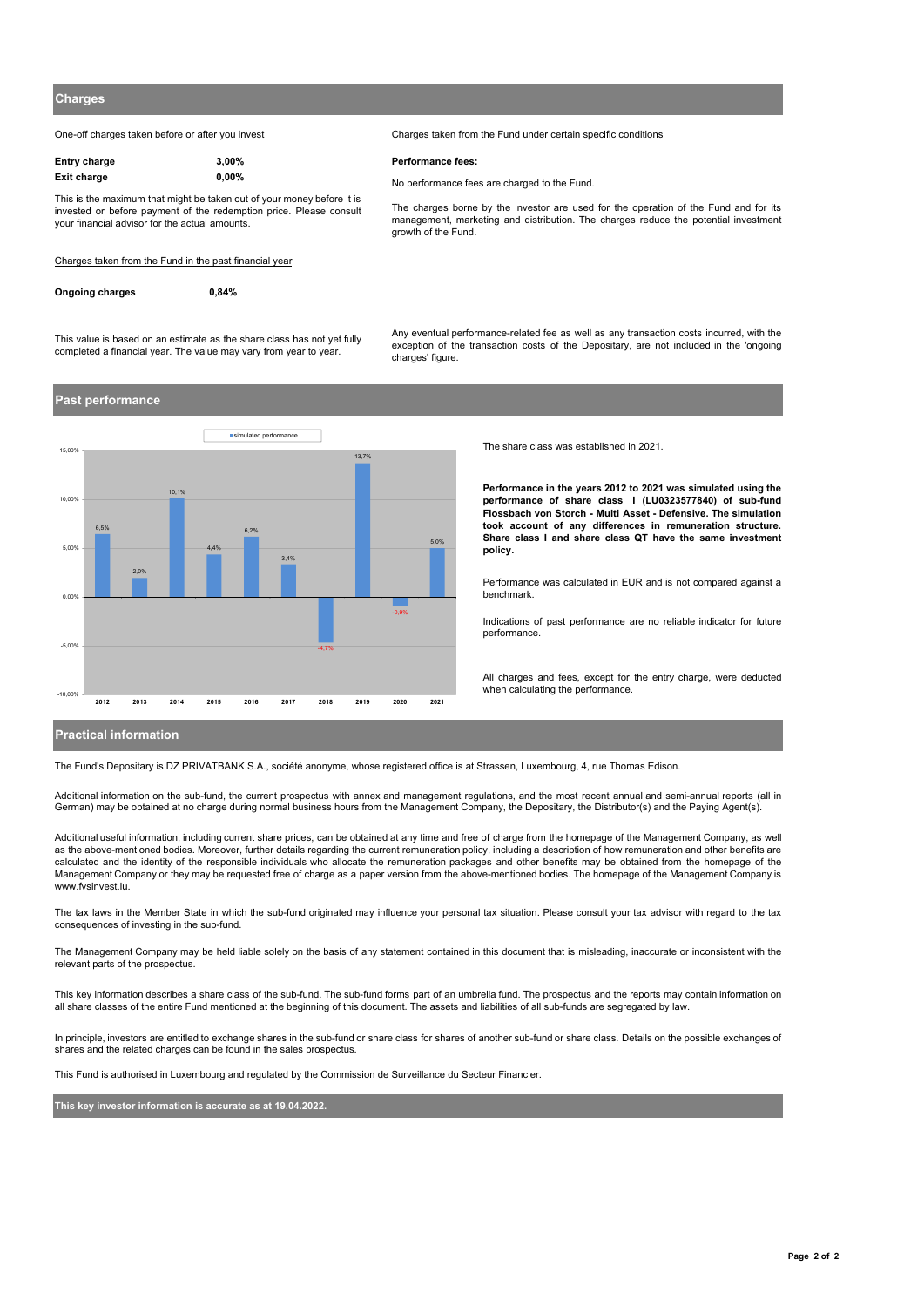## Charges

One-off charges taken before or after you invest

**Entry charge** **3,00%**
**Exit charge** **0,00%**

This is the maximum that might be taken out of your money before it is invested or before payment of the redemption price. Please consult your financial advisor for the actual amounts.

Charges taken from the Fund in the past financial year

**Ongoing charges** **0,84%**

This value is based on an estimate as the share class has not yet fully completed a financial year. The value may vary from year to year.

Charges taken from the Fund under certain specific conditions

**Performance fees:**

No performance fees are charged to the Fund.

The charges borne by the investor are used for the operation of the Fund and for its management, marketing and distribution. The charges reduce the potential investment growth of the Fund.

Any eventual performance-related fee as well as any transaction costs incurred, with the exception of the transaction costs of the Depositary, are not included in the 'ongoing charges' figure.

## Past performance

simulated performance

15,00%
10,00%
5,00%
0,00%
-5,00%
-10,00%

2012: 6,5%
2013: 2,0%
2014: 10,1%
2015: 4,4%
2016: 6,2%
2017: 3,4%
2018: -4,7%
2019: 13,7%
2020: -0,9%
2021: 5,0%

The share class was established in 2021.

**Performance in the years 2012 to 2021 was simulated using the performance of share class I (LU0323577840) of sub-fund Flossbach von Storch - Multi Asset - Defensive. The simulation took account of any differences in remuneration structure. Share class I and share class QT have the same investment policy.**

Performance was calculated in EUR and is not compared against a benchmark.

Indications of past performance are no reliable indicator for future performance.

All charges and fees, except for the entry charge, were deducted when calculating the performance.

## Practical information

The Fund's Depositary is DZ PRIVATBANK S.A., société anonyme, whose registered office is at Strassen, Luxembourg, 4, rue Thomas Edison.

Additional information on the sub-fund, the current prospectus with annex and management regulations, and the most recent annual and semi-annual reports (all in German) may be obtained at no charge during normal business hours from the Management Company, the Depositary, the Distributor(s) and the Paying Agent(s).

Additional useful information, including current share prices, can be obtained at any time and free of charge from the homepage of the Management Company, as well as the above-mentioned bodies. Moreover, further details regarding the current remuneration policy, including a description of how remuneration and other benefits are calculated and the identity of the responsible individuals who allocate the remuneration packages and other benefits may be obtained from the homepage of the Management Company or they may be requested free of charge as a paper version from the above-mentioned bodies. The homepage of the Management Company is www.fvsinvest.lu.

The tax laws in the Member State in which the sub-fund originated may influence your personal tax situation. Please consult your tax advisor with regard to the tax consequences of investing in the sub-fund.

The Management Company may be held liable solely on the basis of any statement contained in this document that is misleading, inaccurate or inconsistent with the relevant parts of the prospectus.

This key information describes a share class of the sub-fund. The sub-fund forms part of an umbrella fund. The prospectus and the reports may contain information on all share classes of the entire Fund mentioned at the beginning of this document. The assets and liabilities of all sub-funds are segregated by law.

In principle, investors are entitled to exchange shares in the sub-fund or share class for shares of another sub-fund or share class. Details on the possible exchanges of shares and the related charges can be found in the sales prospectus.

This Fund is authorised in Luxembourg and regulated by the Commission de Surveillance du Secteur Financier.

**This key investor information is accurate as at 19.04.2022.**